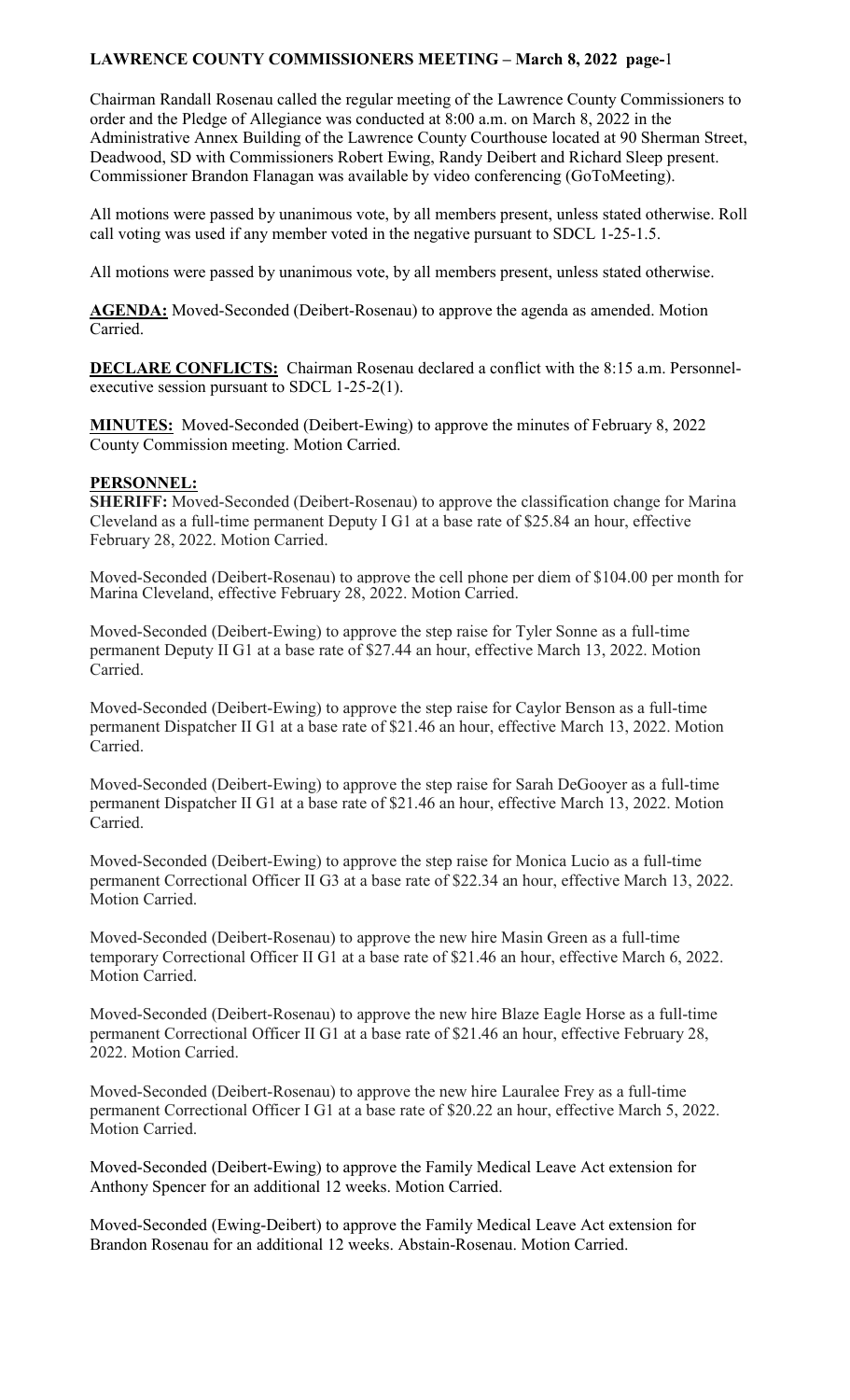# LAWRENCE COUNTY COMMISSIONERS MEETING – March 8, 2022

Chairman Randall Rosenau called the regular meeting of the Lawrence County Commissioners to order and the Pledge of Allegiance was conducted at 8:00 a.m. on March 8, 2022 in the Administrative Annex Building of the Lawrence County Courthouse located at 90 Sherman Street, Deadwood, SD with Commissioners Robert Ewing, Randy Deibert and Richard Sleep present. Commissioner Brandon Flanagan was available by video conferencing (GoToMeeting).

All motions were passed by unanimous vote, by all members present, unless stated otherwise. Roll call voting was used if any member voted in the negative pursuant to SDCL 1-25-1.5.

All motions were passed by unanimous vote, by all members present, unless stated otherwise.

**AGENDA:** Moved-Seconded (Deibert-Rosenau) to approve the agenda as amended. Motion Carried.

**DECLARE CONFLICTS:** Chairman Rosenau declared a conflict with the 8:15 a.m. Personnel-executive session pursuant to SDCL 1-25-2(1).

**MINUTES:** Moved-Seconded (Deibert-Ewing) to approve the minutes of February 8, 2022 County Commission meeting. Motion Carried.

**PERSONNEL:**

**SHERIFF:** Moved-Seconded (Deibert-Rosenau) to approve the classification change for Marina Cleveland as a full-time permanent Deputy I G1 at a base rate of $25.84 an hour, effective February 28, 2022. Motion Carried.

Moved-Seconded (Deibert-Rosenau) to approve the cell phone per diem of $104.00 per month for Marina Cleveland, effective February 28, 2022. Motion Carried.

Moved-Seconded (Deibert-Ewing) to approve the step raise for Tyler Sonne as a full-time permanent Deputy II G1 at a base rate of $27.44 an hour, effective March 13, 2022. Motion Carried.

Moved-Seconded (Deibert-Ewing) to approve the step raise for Caylor Benson as a full-time permanent Dispatcher II G1 at a base rate of $21.46 an hour, effective March 13, 2022. Motion Carried.

Moved-Seconded (Deibert-Ewing) to approve the step raise for Sarah DeGooyer as a full-time permanent Dispatcher II G1 at a base rate of $21.46 an hour, effective March 13, 2022. Motion Carried.

Moved-Seconded (Deibert-Ewing) to approve the step raise for Monica Lucio as a full-time permanent Correctional Officer II G3 at a base rate of $22.34 an hour, effective March 13, 2022. Motion Carried.

Moved-Seconded (Deibert-Rosenau) to approve the new hire Masin Green as a full-time temporary Correctional Officer II G1 at a base rate of $21.46 an hour, effective March 6, 2022. Motion Carried.

Moved-Seconded (Deibert-Rosenau) to approve the new hire Blaze Eagle Horse as a full-time permanent Correctional Officer II G1 at a base rate of $21.46 an hour, effective February 28, 2022. Motion Carried.

Moved-Seconded (Deibert-Rosenau) to approve the new hire Lauralee Frey as a full-time permanent Correctional Officer I G1 at a base rate of $20.22 an hour, effective March 5, 2022. Motion Carried.

Moved-Seconded (Deibert-Ewing) to approve the Family Medical Leave Act extension for Anthony Spencer for an additional 12 weeks. Motion Carried.

Moved-Seconded (Ewing-Deibert) to approve the Family Medical Leave Act extension for Brandon Rosenau for an additional 12 weeks. Abstain-Rosenau. Motion Carried.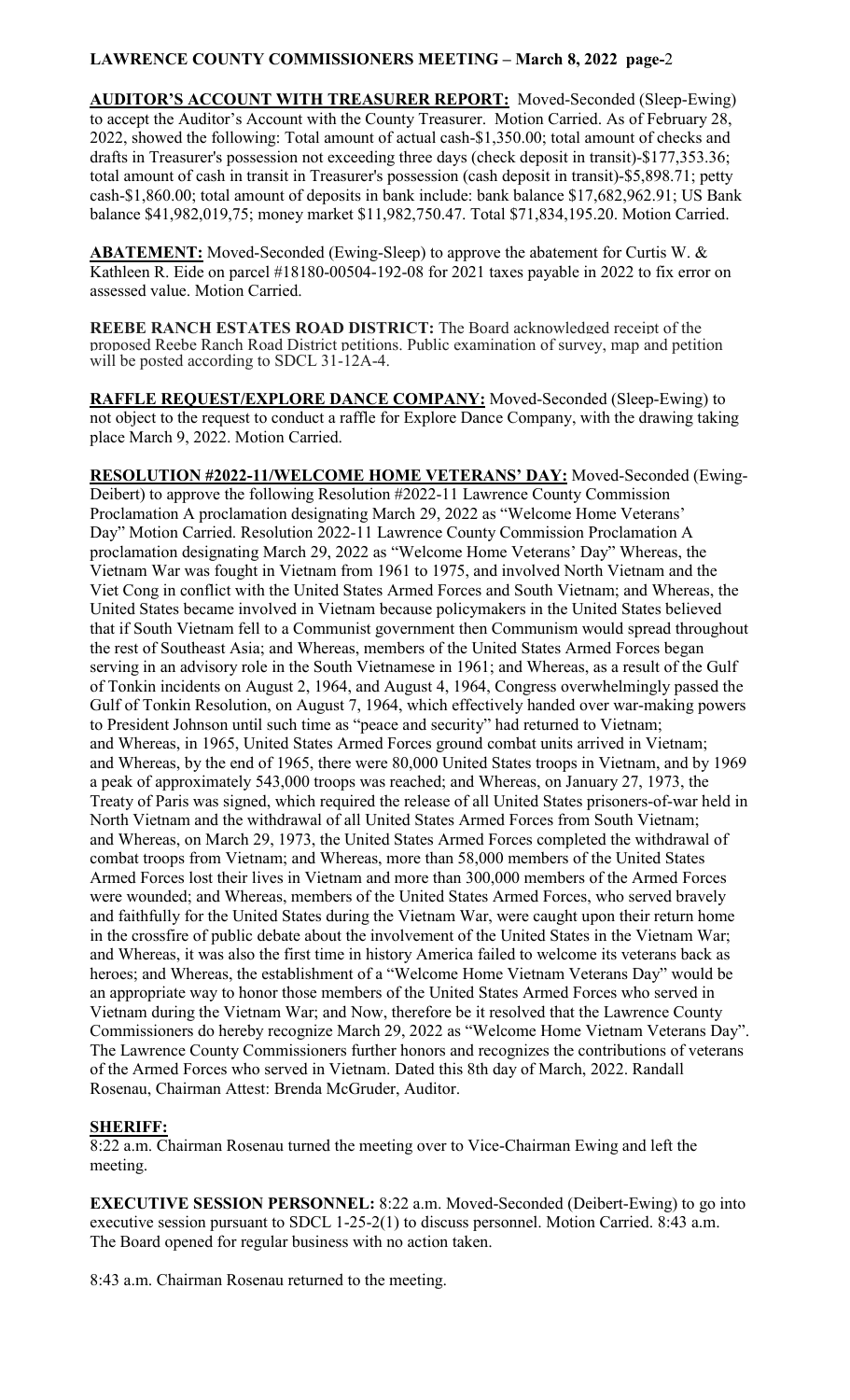**AUDITOR'S ACCOUNT WITH TREASURER REPORT:** Moved-Seconded (Sleep-Ewing) to accept the Auditor's Account with the County Treasurer. Motion Carried. As of February 28, 2022, showed the following: Total amount of actual cash-$1,350.00; total amount of checks and drafts in Treasurer's possession not exceeding three days (check deposit in transit)-$177,353.36; total amount of cash in transit in Treasurer's possession (cash deposit in transit)-$5,898.71; petty cash-$1,860.00; total amount of deposits in bank include: bank balance $17,682,962.91; US Bank balance $41,982,019,75; money market $11,982,750.47. Total $71,834,195.20. Motion Carried.

**ABATEMENT:** Moved-Seconded (Ewing-Sleep) to approve the abatement for Curtis W. & Kathleen R. Eide on parcel #18180-00504-192-08 for 2021 taxes payable in 2022 to fix error on assessed value. Motion Carried.

**REEBE RANCH ESTATES ROAD DISTRICT:** The Board acknowledged receipt of the proposed Reebe Ranch Road District petitions. Public examination of survey, map and petition will be posted according to SDCL 31-12A-4.

**RAFFLE REQUEST/EXPLORE DANCE COMPANY:** Moved-Seconded (Sleep-Ewing) to not object to the request to conduct a raffle for Explore Dance Company, with the drawing taking place March 9, 2022. Motion Carried.

**RESOLUTION #2022-11/WELCOME HOME VETERANS' DAY:** Moved-Seconded (Ewing-Deibert) to approve the following Resolution #2022-11 Lawrence County Commission Proclamation A proclamation designating March 29, 2022 as "Welcome Home Veterans' Day" Motion Carried. Resolution 2022-11 Lawrence County Commission Proclamation A proclamation designating March 29, 2022 as "Welcome Home Veterans' Day" Whereas, the Vietnam War was fought in Vietnam from 1961 to 1975, and involved North Vietnam and the Viet Cong in conflict with the United States Armed Forces and South Vietnam; and Whereas, the United States became involved in Vietnam because policymakers in the United States believed that if South Vietnam fell to a Communist government then Communism would spread throughout the rest of Southeast Asia; and Whereas, members of the United States Armed Forces began serving in an advisory role in the South Vietnamese in 1961; and Whereas, as a result of the Gulf of Tonkin incidents on August 2, 1964, and August 4, 1964, Congress overwhelmingly passed the Gulf of Tonkin Resolution, on August 7, 1964, which effectively handed over war-making powers to President Johnson until such time as "peace and security" had returned to Vietnam; and Whereas, in 1965, United States Armed Forces ground combat units arrived in Vietnam; and Whereas, by the end of 1965, there were 80,000 United States troops in Vietnam, and by 1969 a peak of approximately 543,000 troops was reached; and Whereas, on January 27, 1973, the Treaty of Paris was signed, which required the release of all United States prisoners-of-war held in North Vietnam and the withdrawal of all United States Armed Forces from South Vietnam; and Whereas, on March 29, 1973, the United States Armed Forces completed the withdrawal of combat troops from Vietnam; and Whereas, more than 58,000 members of the United States Armed Forces lost their lives in Vietnam and more than 300,000 members of the Armed Forces were wounded; and Whereas, members of the United States Armed Forces, who served bravely and faithfully for the United States during the Vietnam War, were caught upon their return home in the crossfire of public debate about the involvement of the United States in the Vietnam War; and Whereas, it was also the first time in history America failed to welcome its veterans back as heroes; and Whereas, the establishment of a "Welcome Home Vietnam Veterans Day" would be an appropriate way to honor those members of the United States Armed Forces who served in Vietnam during the Vietnam War; and Now, therefore be it resolved that the Lawrence County Commissioners do hereby recognize March 29, 2022 as "Welcome Home Vietnam Veterans Day". The Lawrence County Commissioners further honors and recognizes the contributions of veterans of the Armed Forces who served in Vietnam. Dated this 8th day of March, 2022. Randall Rosenau, Chairman Attest: Brenda McGruder, Auditor.

**SHERIFF:**

8:22 a.m. Chairman Rosenau turned the meeting over to Vice-Chairman Ewing and left the meeting.

**EXECUTIVE SESSION PERSONNEL:** 8:22 a.m. Moved-Seconded (Deibert-Ewing) to go into executive session pursuant to SDCL 1-25-2(1) to discuss personnel. Motion Carried. 8:43 a.m. The Board opened for regular business with no action taken.

8:43 a.m. Chairman Rosenau returned to the meeting.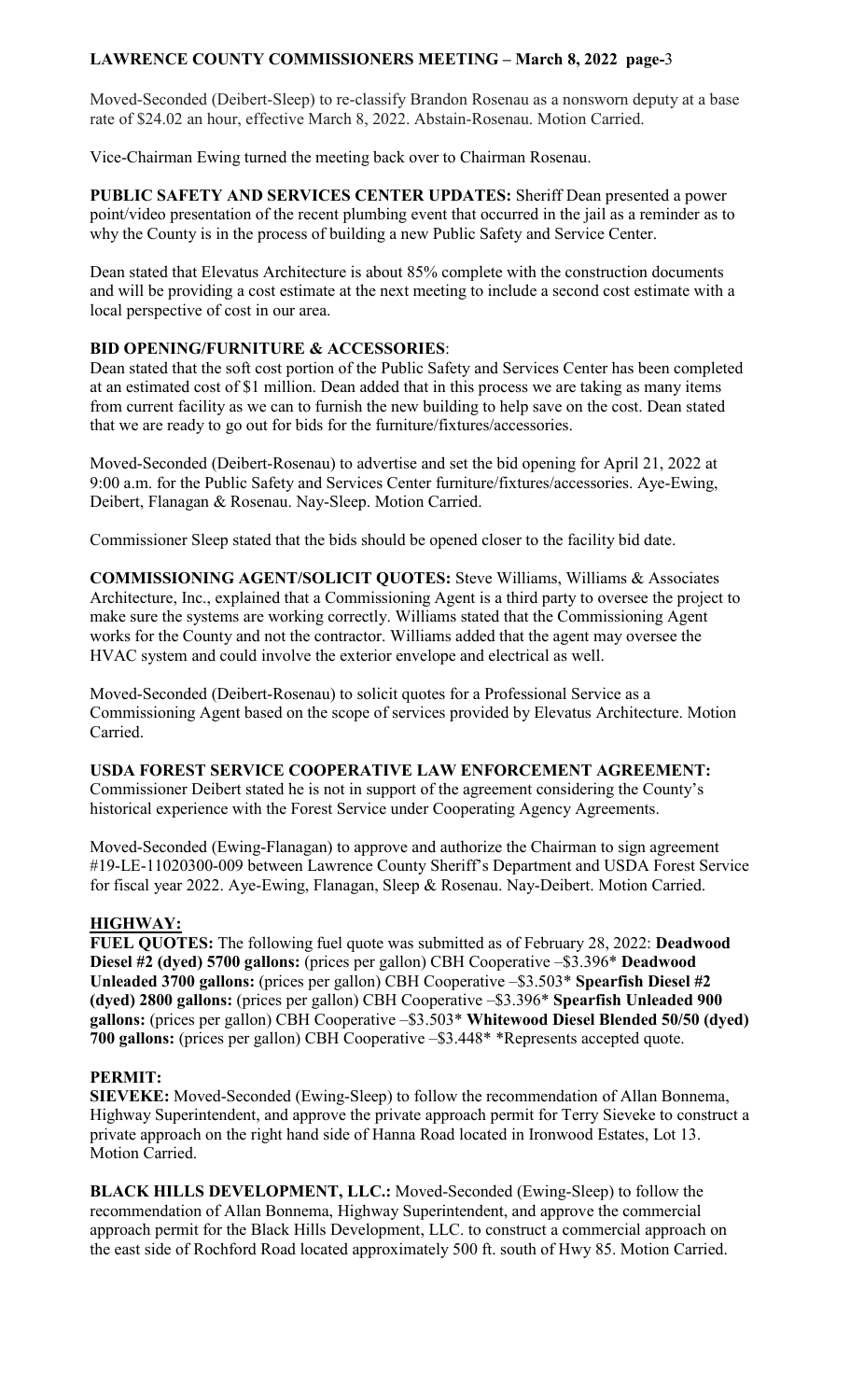Moved-Seconded (Deibert-Sleep) to re-classify Brandon Rosenau as a nonsworn deputy at a base rate of $24.02 an hour, effective March 8, 2022. Abstain-Rosenau. Motion Carried.

Vice-Chairman Ewing turned the meeting back over to Chairman Rosenau.

**PUBLIC SAFETY AND SERVICES CENTER UPDATES:** Sheriff Dean presented a power point/video presentation of the recent plumbing event that occurred in the jail as a reminder as to why the County is in the process of building a new Public Safety and Service Center.

Dean stated that Elevatus Architecture is about 85% complete with the construction documents and will be providing a cost estimate at the next meeting to include a second cost estimate with a local perspective of cost in our area.

**BID OPENING/FURNITURE & ACCESSORIES**:

Dean stated that the soft cost portion of the Public Safety and Services Center has been completed at an estimated cost of $1 million. Dean added that in this process we are taking as many items from current facility as we can to furnish the new building to help save on the cost. Dean stated that we are ready to go out for bids for the furniture/fixtures/accessories.

Moved-Seconded (Deibert-Rosenau) to advertise and set the bid opening for April 21, 2022 at 9:00 a.m. for the Public Safety and Services Center furniture/fixtures/accessories. Aye-Ewing, Deibert, Flanagan & Rosenau. Nay-Sleep. Motion Carried.

Commissioner Sleep stated that the bids should be opened closer to the facility bid date.

**COMMISSIONING AGENT/SOLICIT QUOTES:** Steve Williams, Williams & Associates Architecture, Inc., explained that a Commissioning Agent is a third party to oversee the project to make sure the systems are working correctly. Williams stated that the Commissioning Agent works for the County and not the contractor. Williams added that the agent may oversee the HVAC system and could involve the exterior envelope and electrical as well.

Moved-Seconded (Deibert-Rosenau) to solicit quotes for a Professional Service as a Commissioning Agent based on the scope of services provided by Elevatus Architecture. Motion Carried.

**USDA FOREST SERVICE COOPERATIVE LAW ENFORCEMENT AGREEMENT:** Commissioner Deibert stated he is not in support of the agreement considering the County's historical experience with the Forest Service under Cooperating Agency Agreements.

Moved-Seconded (Ewing-Flanagan) to approve and authorize the Chairman to sign agreement #19-LE-11020300-009 between Lawrence County Sheriff's Department and USDA Forest Service for fiscal year 2022. Aye-Ewing, Flanagan, Sleep & Rosenau. Nay-Deibert. Motion Carried.

**HIGHWAY:**

**FUEL QUOTES:** The following fuel quote was submitted as of February 28, 2022: **Deadwood Diesel #2 (dyed) 5700 gallons:** (prices per gallon) CBH Cooperative –$3.396* **Deadwood Unleaded 3700 gallons:** (prices per gallon) CBH Cooperative –$3.503* **Spearfish Diesel #2 (dyed) 2800 gallons:** (prices per gallon) CBH Cooperative –$3.396* **Spearfish Unleaded 900 gallons:** (prices per gallon) CBH Cooperative –$3.503* **Whitewood Diesel Blended 50/50 (dyed) 700 gallons:** (prices per gallon) CBH Cooperative –$3.448* *Represents accepted quote.

**PERMIT:**

**SIEVEKE:** Moved-Seconded (Ewing-Sleep) to follow the recommendation of Allan Bonnema, Highway Superintendent, and approve the private approach permit for Terry Sieveke to construct a private approach on the right hand side of Hanna Road located in Ironwood Estates, Lot 13. Motion Carried.

**BLACK HILLS DEVELOPMENT, LLC.:** Moved-Seconded (Ewing-Sleep) to follow the recommendation of Allan Bonnema, Highway Superintendent, and approve the commercial approach permit for the Black Hills Development, LLC. to construct a commercial approach on the east side of Rochford Road located approximately 500 ft. south of Hwy 85. Motion Carried.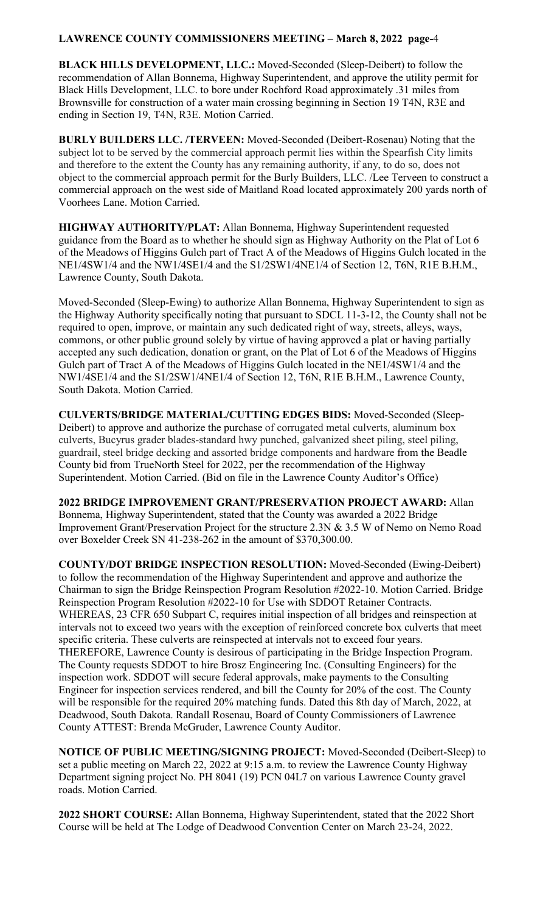**BLACK HILLS DEVELOPMENT, LLC.:** Moved-Seconded (Sleep-Deibert) to follow the recommendation of Allan Bonnema, Highway Superintendent, and approve the utility permit for Black Hills Development, LLC. to bore under Rochford Road approximately .31 miles from Brownsville for construction of a water main crossing beginning in Section 19 T4N, R3E and ending in Section 19, T4N, R3E. Motion Carried.

**BURLY BUILDERS LLC. /TERVEEN:** Moved-Seconded (Deibert-Rosenau) Noting that the subject lot to be served by the commercial approach permit lies within the Spearfish City limits and therefore to the extent the County has any remaining authority, if any, to do so, does not object to the commercial approach permit for the Burly Builders, LLC. /Lee Terveen to construct a commercial approach on the west side of Maitland Road located approximately 200 yards north of Voorhees Lane. Motion Carried.

**HIGHWAY AUTHORITY/PLAT:** Allan Bonnema, Highway Superintendent requested guidance from the Board as to whether he should sign as Highway Authority on the Plat of Lot 6 of the Meadows of Higgins Gulch part of Tract A of the Meadows of Higgins Gulch located in the NE1/4SW1/4 and the NW1/4SE1/4 and the S1/2SW1/4NE1/4 of Section 12, T6N, R1E B.H.M., Lawrence County, South Dakota.

Moved-Seconded (Sleep-Ewing) to authorize Allan Bonnema, Highway Superintendent to sign as the Highway Authority specifically noting that pursuant to SDCL 11-3-12, the County shall not be required to open, improve, or maintain any such dedicated right of way, streets, alleys, ways, commons, or other public ground solely by virtue of having approved a plat or having partially accepted any such dedication, donation or grant, on the Plat of Lot 6 of the Meadows of Higgins Gulch part of Tract A of the Meadows of Higgins Gulch located in the NE1/4SW1/4 and the NW1/4SE1/4 and the S1/2SW1/4NE1/4 of Section 12, T6N, R1E B.H.M., Lawrence County, South Dakota. Motion Carried.

**CULVERTS/BRIDGE MATERIAL/CUTTING EDGES BIDS:** Moved-Seconded (Sleep-Deibert) to approve and authorize the purchase of corrugated metal culverts, aluminum box culverts, Bucyrus grader blades-standard hwy punched, galvanized sheet piling, steel piling, guardrail, steel bridge decking and assorted bridge components and hardware from the Beadle County bid from TrueNorth Steel for 2022, per the recommendation of the Highway Superintendent. Motion Carried. (Bid on file in the Lawrence County Auditor's Office)

**2022 BRIDGE IMPROVEMENT GRANT/PRESERVATION PROJECT AWARD:** Allan Bonnema, Highway Superintendent, stated that the County was awarded a 2022 Bridge Improvement Grant/Preservation Project for the structure 2.3N & 3.5 W of Nemo on Nemo Road over Boxelder Creek SN 41-238-262 in the amount of $370,300.00.

**COUNTY/DOT BRIDGE INSPECTION RESOLUTION:** Moved-Seconded (Ewing-Deibert) to follow the recommendation of the Highway Superintendent and approve and authorize the Chairman to sign the Bridge Reinspection Program Resolution #2022-10. Motion Carried. Bridge Reinspection Program Resolution #2022-10 for Use with SDDOT Retainer Contracts. WHEREAS, 23 CFR 650 Subpart C, requires initial inspection of all bridges and reinspection at intervals not to exceed two years with the exception of reinforced concrete box culverts that meet specific criteria. These culverts are reinspected at intervals not to exceed four years. THEREFORE, Lawrence County is desirous of participating in the Bridge Inspection Program. The County requests SDDOT to hire Brosz Engineering Inc. (Consulting Engineers) for the inspection work. SDDOT will secure federal approvals, make payments to the Consulting Engineer for inspection services rendered, and bill the County for 20% of the cost. The County will be responsible for the required 20% matching funds. Dated this 8th day of March, 2022, at Deadwood, South Dakota. Randall Rosenau, Board of County Commissioners of Lawrence County ATTEST: Brenda McGruder, Lawrence County Auditor.

**NOTICE OF PUBLIC MEETING/SIGNING PROJECT:** Moved-Seconded (Deibert-Sleep) to set a public meeting on March 22, 2022 at 9:15 a.m. to review the Lawrence County Highway Department signing project No. PH 8041 (19) PCN 04L7 on various Lawrence County gravel roads. Motion Carried.

**2022 SHORT COURSE:** Allan Bonnema, Highway Superintendent, stated that the 2022 Short Course will be held at The Lodge of Deadwood Convention Center on March 23-24, 2022.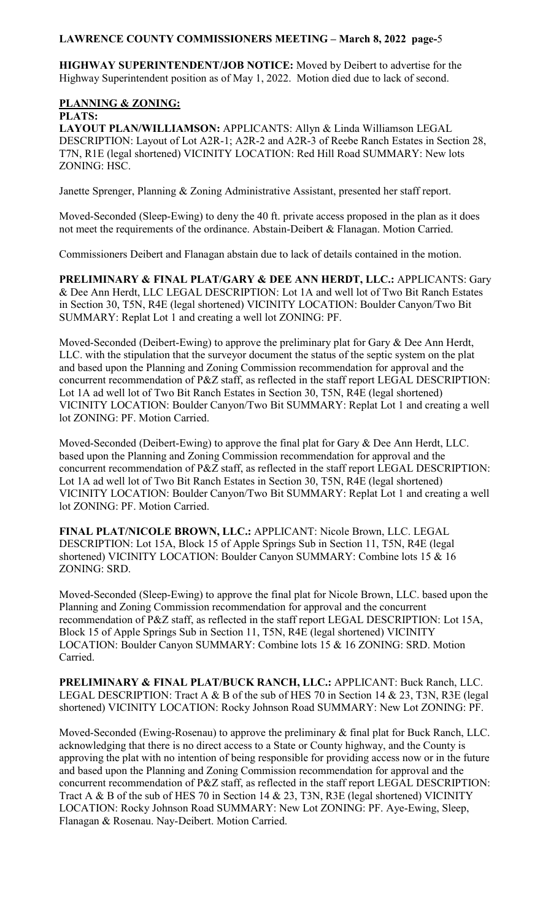**HIGHWAY SUPERINTENDENT/JOB NOTICE:** Moved by Deibert to advertise for the Highway Superintendent position as of May 1, 2022. Motion died due to lack of second.

## PLANNING & ZONING:

**PLATS:**

**LAYOUT PLAN/WILLIAMSON:** APPLICANTS: Allyn & Linda Williamson LEGAL DESCRIPTION: Layout of Lot A2R-1; A2R-2 and A2R-3 of Reebe Ranch Estates in Section 28, T7N, R1E (legal shortened) VICINITY LOCATION: Red Hill Road SUMMARY: New lots ZONING: HSC.

Janette Sprenger, Planning & Zoning Administrative Assistant, presented her staff report.

Moved-Seconded (Sleep-Ewing) to deny the 40 ft. private access proposed in the plan as it does not meet the requirements of the ordinance. Abstain-Deibert & Flanagan. Motion Carried.

Commissioners Deibert and Flanagan abstain due to lack of details contained in the motion.

**PRELIMINARY & FINAL PLAT/GARY & DEE ANN HERDT, LLC.:** APPLICANTS: Gary & Dee Ann Herdt, LLC LEGAL DESCRIPTION: Lot 1A and well lot of Two Bit Ranch Estates in Section 30, T5N, R4E (legal shortened) VICINITY LOCATION: Boulder Canyon/Two Bit SUMMARY: Replat Lot 1 and creating a well lot ZONING: PF.

Moved-Seconded (Deibert-Ewing) to approve the preliminary plat for Gary & Dee Ann Herdt, LLC. with the stipulation that the surveyor document the status of the septic system on the plat and based upon the Planning and Zoning Commission recommendation for approval and the concurrent recommendation of P&Z staff, as reflected in the staff report LEGAL DESCRIPTION: Lot 1A ad well lot of Two Bit Ranch Estates in Section 30, T5N, R4E (legal shortened) VICINITY LOCATION: Boulder Canyon/Two Bit SUMMARY: Replat Lot 1 and creating a well lot ZONING: PF. Motion Carried.

Moved-Seconded (Deibert-Ewing) to approve the final plat for Gary & Dee Ann Herdt, LLC. based upon the Planning and Zoning Commission recommendation for approval and the concurrent recommendation of P&Z staff, as reflected in the staff report LEGAL DESCRIPTION: Lot 1A ad well lot of Two Bit Ranch Estates in Section 30, T5N, R4E (legal shortened) VICINITY LOCATION: Boulder Canyon/Two Bit SUMMARY: Replat Lot 1 and creating a well lot ZONING: PF. Motion Carried.

**FINAL PLAT/NICOLE BROWN, LLC.:** APPLICANT: Nicole Brown, LLC. LEGAL DESCRIPTION: Lot 15A, Block 15 of Apple Springs Sub in Section 11, T5N, R4E (legal shortened) VICINITY LOCATION: Boulder Canyon SUMMARY: Combine lots 15 & 16 ZONING: SRD.

Moved-Seconded (Sleep-Ewing) to approve the final plat for Nicole Brown, LLC. based upon the Planning and Zoning Commission recommendation for approval and the concurrent recommendation of P&Z staff, as reflected in the staff report LEGAL DESCRIPTION: Lot 15A, Block 15 of Apple Springs Sub in Section 11, T5N, R4E (legal shortened) VICINITY LOCATION: Boulder Canyon SUMMARY: Combine lots 15 & 16 ZONING: SRD. Motion Carried.

**PRELIMINARY & FINAL PLAT/BUCK RANCH, LLC.:** APPLICANT: Buck Ranch, LLC. LEGAL DESCRIPTION: Tract A & B of the sub of HES 70 in Section 14 & 23, T3N, R3E (legal shortened) VICINITY LOCATION: Rocky Johnson Road SUMMARY: New Lot ZONING: PF.

Moved-Seconded (Ewing-Rosenau) to approve the preliminary & final plat for Buck Ranch, LLC. acknowledging that there is no direct access to a State or County highway, and the County is approving the plat with no intention of being responsible for providing access now or in the future and based upon the Planning and Zoning Commission recommendation for approval and the concurrent recommendation of P&Z staff, as reflected in the staff report LEGAL DESCRIPTION: Tract A & B of the sub of HES 70 in Section 14 & 23, T3N, R3E (legal shortened) VICINITY LOCATION: Rocky Johnson Road SUMMARY: New Lot ZONING: PF. Aye-Ewing, Sleep, Flanagan & Rosenau. Nay-Deibert. Motion Carried.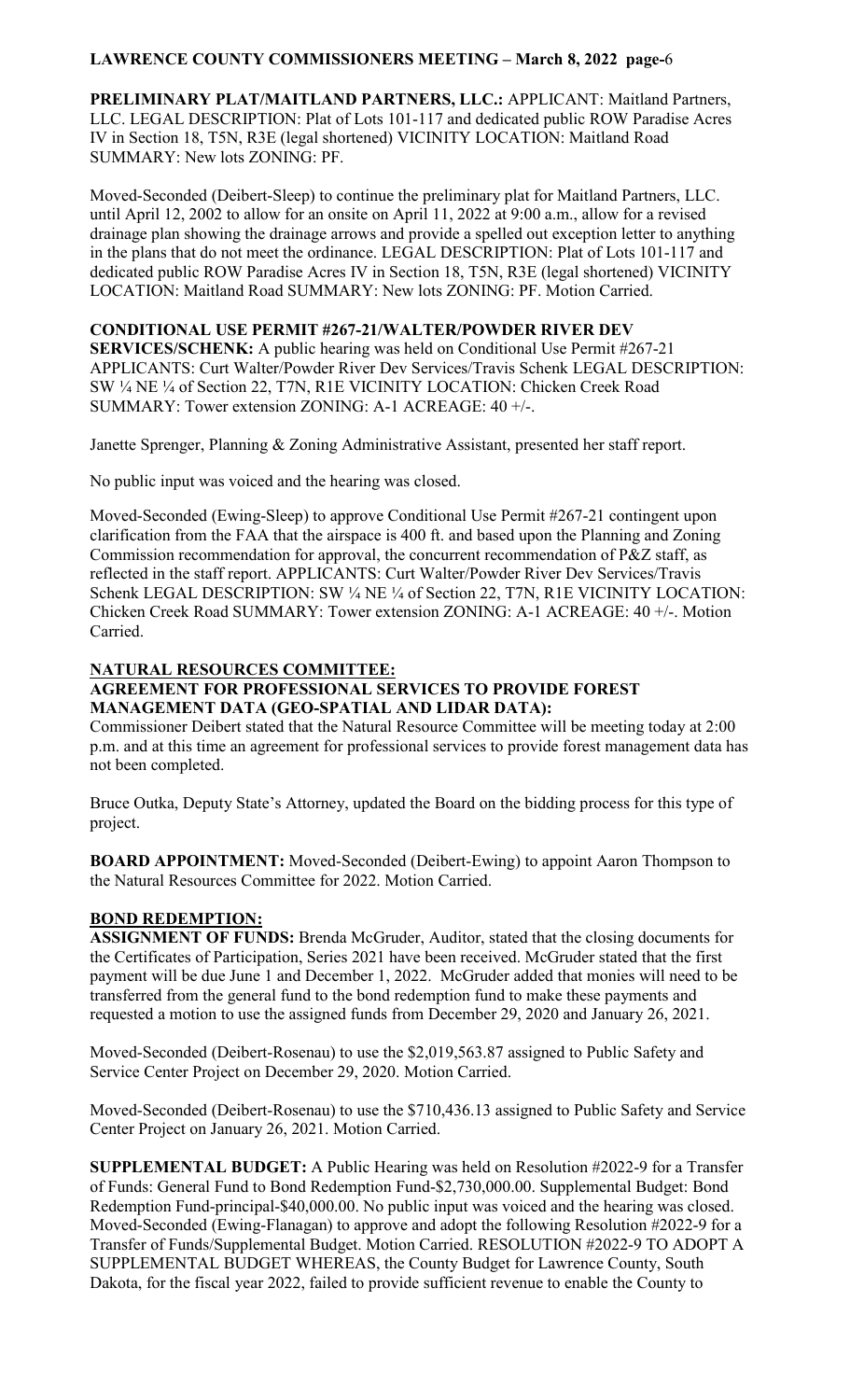**PRELIMINARY PLAT/MAITLAND PARTNERS, LLC.:** APPLICANT: Maitland Partners, LLC. LEGAL DESCRIPTION: Plat of Lots 101-117 and dedicated public ROW Paradise Acres IV in Section 18, T5N, R3E (legal shortened) VICINITY LOCATION: Maitland Road SUMMARY: New lots ZONING: PF.

Moved-Seconded (Deibert-Sleep) to continue the preliminary plat for Maitland Partners, LLC. until April 12, 2002 to allow for an onsite on April 11, 2022 at 9:00 a.m., allow for a revised drainage plan showing the drainage arrows and provide a spelled out exception letter to anything in the plans that do not meet the ordinance. LEGAL DESCRIPTION: Plat of Lots 101-117 and dedicated public ROW Paradise Acres IV in Section 18, T5N, R3E (legal shortened) VICINITY LOCATION: Maitland Road SUMMARY: New lots ZONING: PF. Motion Carried.

**CONDITIONAL USE PERMIT #267-21/WALTER/POWDER RIVER DEV SERVICES/SCHENK:** A public hearing was held on Conditional Use Permit #267-21 APPLICANTS: Curt Walter/Powder River Dev Services/Travis Schenk LEGAL DESCRIPTION: SW ¼ NE ¼ of Section 22, T7N, R1E VICINITY LOCATION: Chicken Creek Road SUMMARY: Tower extension ZONING: A-1 ACREAGE: 40 +/-.

Janette Sprenger, Planning & Zoning Administrative Assistant, presented her staff report.

No public input was voiced and the hearing was closed.

Moved-Seconded (Ewing-Sleep) to approve Conditional Use Permit #267-21 contingent upon clarification from the FAA that the airspace is 400 ft. and based upon the Planning and Zoning Commission recommendation for approval, the concurrent recommendation of P&Z staff, as reflected in the staff report. APPLICANTS: Curt Walter/Powder River Dev Services/Travis Schenk LEGAL DESCRIPTION: SW ¼ NE ¼ of Section 22, T7N, R1E VICINITY LOCATION: Chicken Creek Road SUMMARY: Tower extension ZONING: A-1 ACREAGE: 40 +/-. Motion Carried.

**NATURAL RESOURCES COMMITTEE:**

**AGREEMENT FOR PROFESSIONAL SERVICES TO PROVIDE FOREST MANAGEMENT DATA (GEO-SPATIAL AND LIDAR DATA):**
Commissioner Deibert stated that the Natural Resource Committee will be meeting today at 2:00 p.m. and at this time an agreement for professional services to provide forest management data has not been completed.

Bruce Outka, Deputy State's Attorney, updated the Board on the bidding process for this type of project.

**BOARD APPOINTMENT:** Moved-Seconded (Deibert-Ewing) to appoint Aaron Thompson to the Natural Resources Committee for 2022. Motion Carried.

**BOND REDEMPTION:**

**ASSIGNMENT OF FUNDS:** Brenda McGruder, Auditor, stated that the closing documents for the Certificates of Participation, Series 2021 have been received. McGruder stated that the first payment will be due June 1 and December 1, 2022. McGruder added that monies will need to be transferred from the general fund to the bond redemption fund to make these payments and requested a motion to use the assigned funds from December 29, 2020 and January 26, 2021.

Moved-Seconded (Deibert-Rosenau) to use the $2,019,563.87 assigned to Public Safety and Service Center Project on December 29, 2020. Motion Carried.

Moved-Seconded (Deibert-Rosenau) to use the $710,436.13 assigned to Public Safety and Service Center Project on January 26, 2021. Motion Carried.

**SUPPLEMENTAL BUDGET:** A Public Hearing was held on Resolution #2022-9 for a Transfer of Funds: General Fund to Bond Redemption Fund-$2,730,000.00. Supplemental Budget: Bond Redemption Fund-principal-$40,000.00. No public input was voiced and the hearing was closed. Moved-Seconded (Ewing-Flanagan) to approve and adopt the following Resolution #2022-9 for a Transfer of Funds/Supplemental Budget. Motion Carried. RESOLUTION #2022-9 TO ADOPT A SUPPLEMENTAL BUDGET WHEREAS, the County Budget for Lawrence County, South Dakota, for the fiscal year 2022, failed to provide sufficient revenue to enable the County to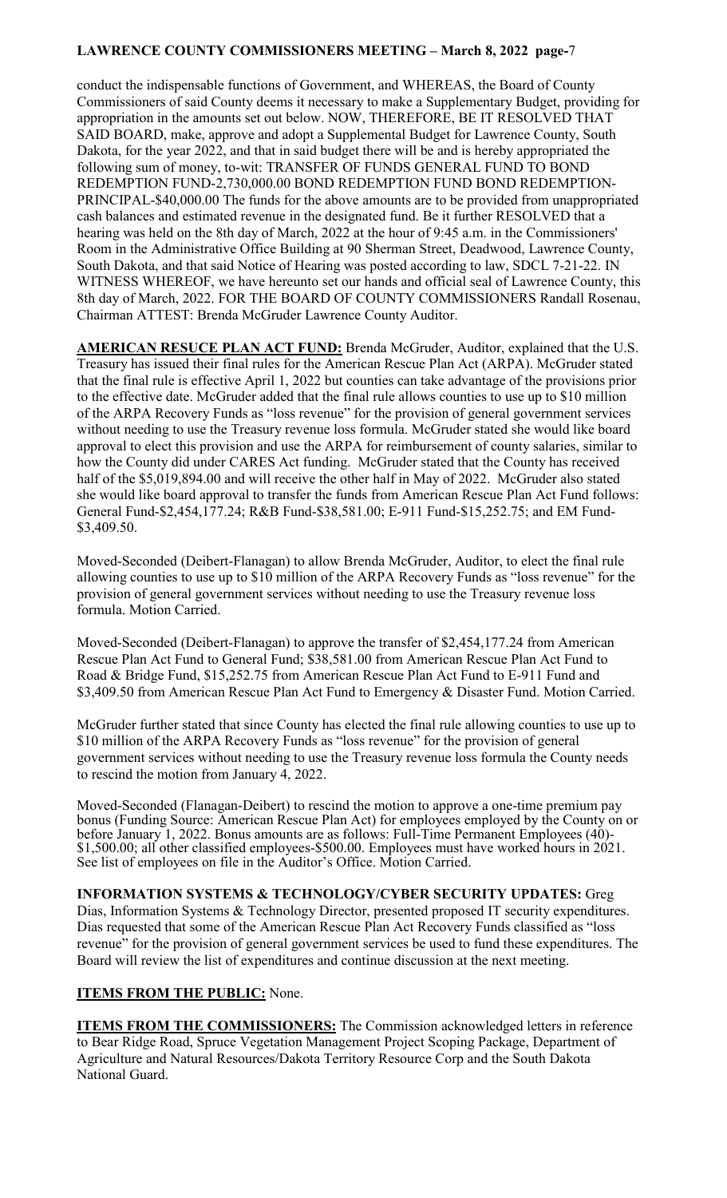conduct the indispensable functions of Government, and WHEREAS, the Board of County Commissioners of said County deems it necessary to make a Supplementary Budget, providing for appropriation in the amounts set out below. NOW, THEREFORE, BE IT RESOLVED THAT SAID BOARD, make, approve and adopt a Supplemental Budget for Lawrence County, South Dakota, for the year 2022, and that in said budget there will be and is hereby appropriated the following sum of money, to-wit: TRANSFER OF FUNDS GENERAL FUND TO BOND REDEMPTION FUND-2,730,000.00 BOND REDEMPTION FUND BOND REDEMPTION-PRINCIPAL-$40,000.00 The funds for the above amounts are to be provided from unappropriated cash balances and estimated revenue in the designated fund. Be it further RESOLVED that a hearing was held on the 8th day of March, 2022 at the hour of 9:45 a.m. in the Commissioners' Room in the Administrative Office Building at 90 Sherman Street, Deadwood, Lawrence County, South Dakota, and that said Notice of Hearing was posted according to law, SDCL 7-21-22. IN WITNESS WHEREOF, we have hereunto set our hands and official seal of Lawrence County, this 8th day of March, 2022. FOR THE BOARD OF COUNTY COMMISSIONERS Randall Rosenau, Chairman ATTEST: Brenda McGruder Lawrence County Auditor.

**AMERICAN RESUCE PLAN ACT FUND:** Brenda McGruder, Auditor, explained that the U.S. Treasury has issued their final rules for the American Rescue Plan Act (ARPA). McGruder stated that the final rule is effective April 1, 2022 but counties can take advantage of the provisions prior to the effective date. McGruder added that the final rule allows counties to use up to $10 million of the ARPA Recovery Funds as "loss revenue" for the provision of general government services without needing to use the Treasury revenue loss formula. McGruder stated she would like board approval to elect this provision and use the ARPA for reimbursement of county salaries, similar to how the County did under CARES Act funding. McGruder stated that the County has received half of the $5,019,894.00 and will receive the other half in May of 2022. McGruder also stated she would like board approval to transfer the funds from American Rescue Plan Act Fund follows: General Fund-$2,454,177.24; R&B Fund-$38,581.00; E-911 Fund-$15,252.75; and EM Fund-$3,409.50.

Moved-Seconded (Deibert-Flanagan) to allow Brenda McGruder, Auditor, to elect the final rule allowing counties to use up to $10 million of the ARPA Recovery Funds as "loss revenue" for the provision of general government services without needing to use the Treasury revenue loss formula. Motion Carried.

Moved-Seconded (Deibert-Flanagan) to approve the transfer of $2,454,177.24 from American Rescue Plan Act Fund to General Fund; $38,581.00 from American Rescue Plan Act Fund to Road & Bridge Fund, $15,252.75 from American Rescue Plan Act Fund to E-911 Fund and $3,409.50 from American Rescue Plan Act Fund to Emergency & Disaster Fund. Motion Carried.

McGruder further stated that since County has elected the final rule allowing counties to use up to $10 million of the ARPA Recovery Funds as "loss revenue" for the provision of general government services without needing to use the Treasury revenue loss formula the County needs to rescind the motion from January 4, 2022.

Moved-Seconded (Flanagan-Deibert) to rescind the motion to approve a one-time premium pay bonus (Funding Source: American Rescue Plan Act) for employees employed by the County on or before January 1, 2022. Bonus amounts are as follows: Full-Time Permanent Employees (40)-$1,500.00; all other classified employees-$500.00. Employees must have worked hours in 2021. See list of employees on file in the Auditor's Office. Motion Carried.

**INFORMATION SYSTEMS & TECHNOLOGY/CYBER SECURITY UPDATES:** Greg Dias, Information Systems & Technology Director, presented proposed IT security expenditures. Dias requested that some of the American Rescue Plan Act Recovery Funds classified as "loss revenue" for the provision of general government services be used to fund these expenditures. The Board will review the list of expenditures and continue discussion at the next meeting.

**ITEMS FROM THE PUBLIC:** None.

**ITEMS FROM THE COMMISSIONERS:** The Commission acknowledged letters in reference to Bear Ridge Road, Spruce Vegetation Management Project Scoping Package, Department of Agriculture and Natural Resources/Dakota Territory Resource Corp and the South Dakota National Guard.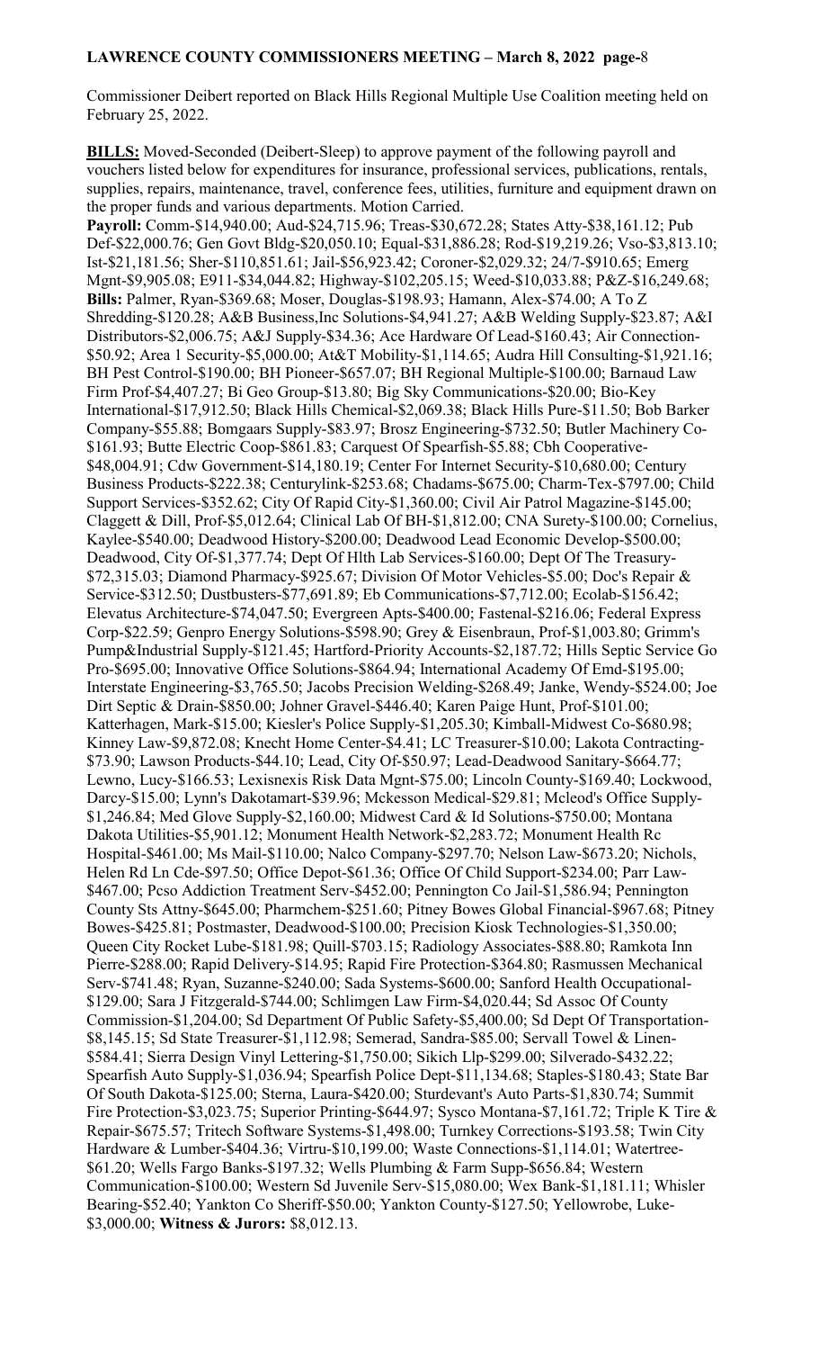Commissioner Deibert reported on Black Hills Regional Multiple Use Coalition meeting held on February 25, 2022.

**BILLS:** Moved-Seconded (Deibert-Sleep) to approve payment of the following payroll and vouchers listed below for expenditures for insurance, professional services, publications, rentals, supplies, repairs, maintenance, travel, conference fees, utilities, furniture and equipment drawn on the proper funds and various departments. Motion Carried.

**Payroll:** Comm-$14,940.00; Aud-$24,715.96; Treas-$30,672.28; States Atty-$38,161.12; Pub Def-$22,000.76; Gen Govt Bldg-$20,050.10; Equal-$31,886.28; Rod-$19,219.26; Vso-$3,813.10; Ist-$21,181.56; Sher-$110,851.61; Jail-$56,923.42; Coroner-$2,029.32; 24/7-$910.65; Emerg Mgnt-$9,905.08; E911-$34,044.82; Highway-$102,205.15; Weed-$10,033.88; P&Z-$16,249.68; **Bills:** Palmer, Ryan-$369.68; Moser, Douglas-$198.93; Hamann, Alex-$74.00; A To Z Shredding-$120.28; A&B Business,Inc Solutions-$4,941.27; A&B Welding Supply-$23.87; A&I Distributors-$2,006.75; A&J Supply-$34.36; Ace Hardware Of Lead-$160.43; Air Connection-$50.92; Area 1 Security-$5,000.00; At&T Mobility-$1,114.65; Audra Hill Consulting-$1,921.16; BH Pest Control-$190.00; BH Pioneer-$657.07; BH Regional Multiple-$100.00; Barnaud Law Firm Prof-$4,407.27; Bi Geo Group-$13.80; Big Sky Communications-$20.00; Bio-Key International-$17,912.50; Black Hills Chemical-$2,069.38; Black Hills Pure-$11.50; Bob Barker Company-$55.88; Bomgaars Supply-$83.97; Brosz Engineering-$732.50; Butler Machinery Co-$161.93; Butte Electric Coop-$861.83; Carquest Of Spearfish-$5.88; Cbh Cooperative-$48,004.91; Cdw Government-$14,180.19; Center For Internet Security-$10,680.00; Century Business Products-$222.38; Centurylink-$253.68; Chadams-$675.00; Charm-Tex-$797.00; Child Support Services-$352.62; City Of Rapid City-$1,360.00; Civil Air Patrol Magazine-$145.00; Claggett & Dill, Prof-$5,012.64; Clinical Lab Of BH-$1,812.00; CNA Surety-$100.00; Cornelius, Kaylee-$540.00; Deadwood History-$200.00; Deadwood Lead Economic Develop-$500.00; Deadwood, City Of-$1,377.74; Dept Of Hlth Lab Services-$160.00; Dept Of The Treasury-$72,315.03; Diamond Pharmacy-$925.67; Division Of Motor Vehicles-$5.00; Doc's Repair & Service-$312.50; Dustbusters-$77,691.89; Eb Communications-$7,712.00; Ecolab-$156.42; Elevatus Architecture-$74,047.50; Evergreen Apts-$400.00; Fastenal-$216.06; Federal Express Corp-$22.59; Genpro Energy Solutions-$598.90; Grey & Eisenbraun, Prof-$1,003.80; Grimm's Pump&Industrial Supply-$121.45; Hartford-Priority Accounts-$2,187.72; Hills Septic Service Go Pro-$695.00; Innovative Office Solutions-$864.94; International Academy Of Emd-$195.00; Interstate Engineering-$3,765.50; Jacobs Precision Welding-$268.49; Janke, Wendy-$524.00; Joe Dirt Septic & Drain-$850.00; Johner Gravel-$446.40; Karen Paige Hunt, Prof-$101.00; Katterhagen, Mark-$15.00; Kiesler's Police Supply-$1,205.30; Kimball-Midwest Co-$680.98; Kinney Law-$9,872.08; Knecht Home Center-$4.41; LC Treasurer-$10.00; Lakota Contracting-$73.90; Lawson Products-$44.10; Lead, City Of-$50.97; Lead-Deadwood Sanitary-$664.77; Lewno, Lucy-$166.53; Lexisnexis Risk Data Mgnt-$75.00; Lincoln County-$169.40; Lockwood, Darcy-$15.00; Lynn's Dakotamart-$39.96; Mckesson Medical-$29.81; Mcleod's Office Supply-$1,246.84; Med Glove Supply-$2,160.00; Midwest Card & Id Solutions-$750.00; Montana Dakota Utilities-$5,901.12; Monument Health Network-$2,283.72; Monument Health Rc Hospital-$461.00; Ms Mail-$110.00; Nalco Company-$297.70; Nelson Law-$673.20; Nichols, Helen Rd Ln Cde-$97.50; Office Depot-$61.36; Office Of Child Support-$234.00; Parr Law-$467.00; Pcso Addiction Treatment Serv-$452.00; Pennington Co Jail-$1,586.94; Pennington County Sts Attny-$645.00; Pharmchem-$251.60; Pitney Bowes Global Financial-$967.68; Pitney Bowes-$425.81; Postmaster, Deadwood-$100.00; Precision Kiosk Technologies-$1,350.00; Queen City Rocket Lube-$181.98; Quill-$703.15; Radiology Associates-$88.80; Ramkota Inn Pierre-$288.00; Rapid Delivery-$14.95; Rapid Fire Protection-$364.80; Rasmussen Mechanical Serv-$741.48; Ryan, Suzanne-$240.00; Sada Systems-$600.00; Sanford Health Occupational-$129.00; Sara J Fitzgerald-$744.00; Schlimgen Law Firm-$4,020.44; Sd Assoc Of County Commission-$1,204.00; Sd Department Of Public Safety-$5,400.00; Sd Dept Of Transportation-$8,145.15; Sd State Treasurer-$1,112.98; Semerad, Sandra-$85.00; Servall Towel & Linen-$584.41; Sierra Design Vinyl Lettering-$1,750.00; Sikich Llp-$299.00; Silverado-$432.22; Spearfish Auto Supply-$1,036.94; Spearfish Police Dept-$11,134.68; Staples-$180.43; State Bar Of South Dakota-$125.00; Sterna, Laura-$420.00; Sturdevant's Auto Parts-$1,830.74; Summit Fire Protection-$3,023.75; Superior Printing-$644.97; Sysco Montana-$7,161.72; Triple K Tire & Repair-$675.57; Tritech Software Systems-$1,498.00; Turnkey Corrections-$193.58; Twin City Hardware & Lumber-$404.36; Virtru-$10,199.00; Waste Connections-$1,114.01; Watertree-$61.20; Wells Fargo Banks-$197.32; Wells Plumbing & Farm Supp-$656.84; Western Communication-$100.00; Western Sd Juvenile Serv-$15,080.00; Wex Bank-$1,181.11; Whisler Bearing-$52.40; Yankton Co Sheriff-$50.00; Yankton County-$127.50; Yellowrobe, Luke-$3,000.00; **Witness & Jurors:** $8,012.13.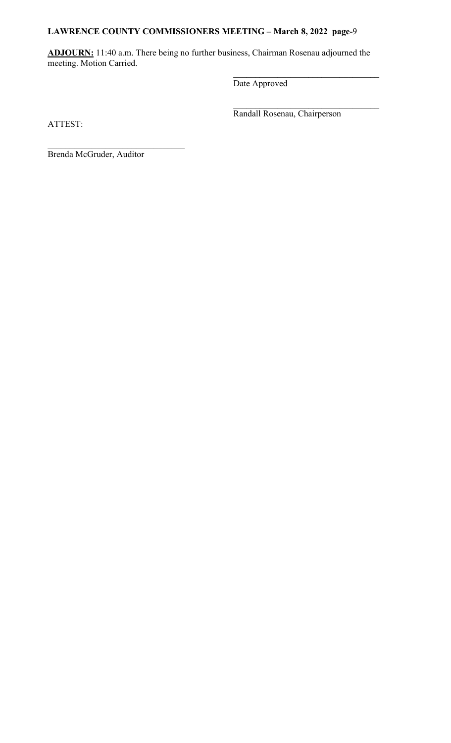**ADJOURN:** 11:40 a.m. There being no further business, Chairman Rosenau adjourned the meeting. Motion Carried.

\_\_\_\_\_\_\_\_\_\_\_\_\_\_\_\_\_\_\_\_\_\_\_\_\_\_\_\_\_\_\_\_

Date Approved

\_\_\_\_\_\_\_\_\_\_\_\_\_\_\_\_\_\_\_\_\_\_\_\_\_\_\_\_\_\_\_\_

Randall Rosenau, Chairperson

ATTEST:

\_\_\_\_\_\_\_\_\_\_\_\_\_\_\_\_\_\_\_\_\_\_\_\_\_\_\_\_\_\_\_\_

Brenda McGruder, Auditor